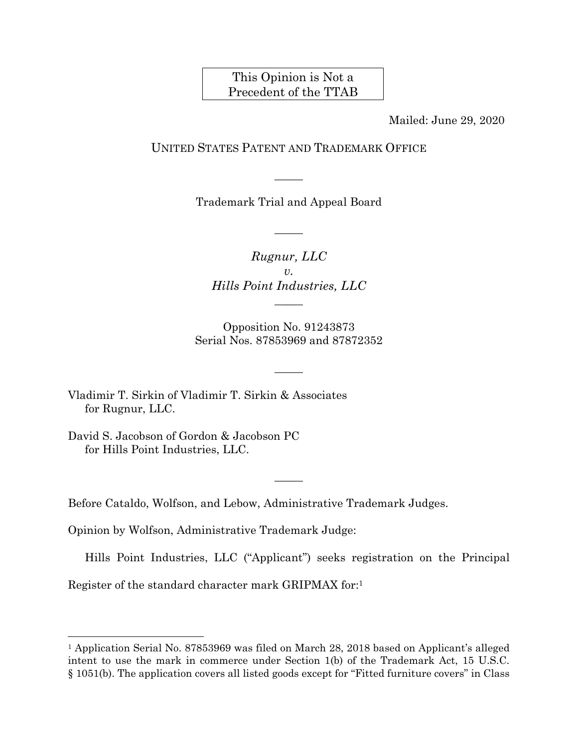This Opinion is Not a Precedent of the TTAB

Mailed: June 29, 2020

UNITED STATES PATENT AND TRADEMARK OFFICE

―――

Trademark Trial and Appeal Board

―――

*Rugnur, LLC*
*v.*
*Hills Point Industries, LLC*

―――

Opposition No. 91243873
Serial Nos. 87853969 and 87872352

―――

Vladimir T. Sirkin of Vladimir T. Sirkin & Associates
for Rugnur, LLC.

David S. Jacobson of Gordon & Jacobson PC
for Hills Point Industries, LLC.

―――

Before Cataldo, Wolfson, and Lebow, Administrative Trademark Judges.

Opinion by Wolfson, Administrative Trademark Judge:

Hills Point Industries, LLC ("Applicant") seeks registration on the Principal Register of the standard character mark GRIPMAX for:[1]

---

[1] Application Serial No. 87853969 was filed on March 28, 2018 based on Applicant's alleged intent to use the mark in commerce under Section 1(b) of the Trademark Act, 15 U.S.C. § 1051(b). The application covers all listed goods except for "Fitted furniture covers" in Class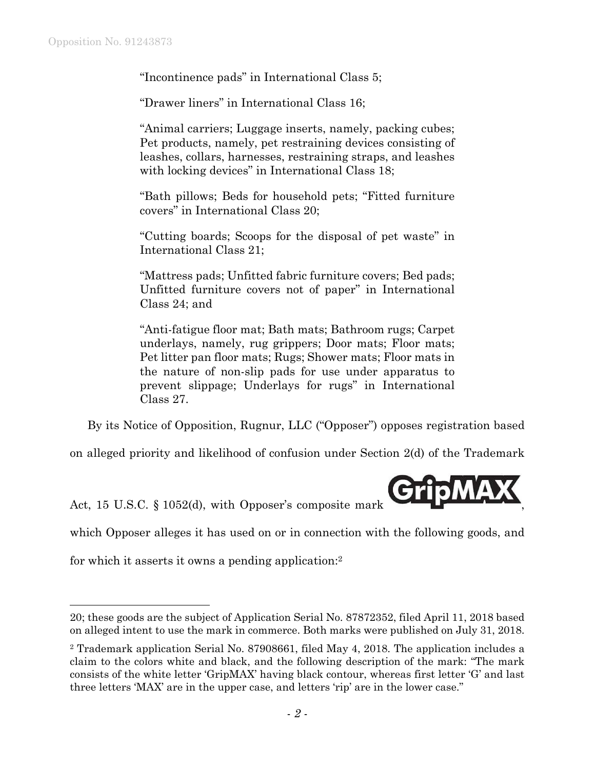"Incontinence pads" in International Class 5;

"Drawer liners" in International Class 16;

"Animal carriers; Luggage inserts, namely, packing cubes; Pet products, namely, pet restraining devices consisting of leashes, collars, harnesses, restraining straps, and leashes with locking devices" in International Class 18;

"Bath pillows; Beds for household pets; "Fitted furniture covers" in International Class 20;

"Cutting boards; Scoops for the disposal of pet waste" in International Class 21;

"Mattress pads; Unfitted fabric furniture covers; Bed pads; Unfitted furniture covers not of paper" in International Class 24; and

"Anti-fatigue floor mat; Bath mats; Bathroom rugs; Carpet underlays, namely, rug grippers; Door mats; Floor mats; Pet litter pan floor mats; Rugs; Shower mats; Floor mats in the nature of non-slip pads for use under apparatus to prevent slippage; Underlays for rugs" in International Class 27.

By its Notice of Opposition, Rugnur, LLC ("Opposer") opposes registration based on alleged priority and likelihood of confusion under Section 2(d) of the Trademark Act, 15 U.S.C. § 1052(d), with Opposer's composite mark GripMAX, which Opposer alleges it has used on or in connection with the following goods, and for which it asserts it owns a pending application:[2]

---

20; these goods are the subject of Application Serial No. 87872352, filed April 11, 2018 based on alleged intent to use the mark in commerce. Both marks were published on July 31, 2018.

[2] Trademark application Serial No. 87908661, filed May 4, 2018. The application includes a claim to the colors white and black, and the following description of the mark: "The mark consists of the white letter 'GripMAX' having black contour, whereas first letter 'G' and last three letters 'MAX' are in the upper case, and letters 'rip' are in the lower case."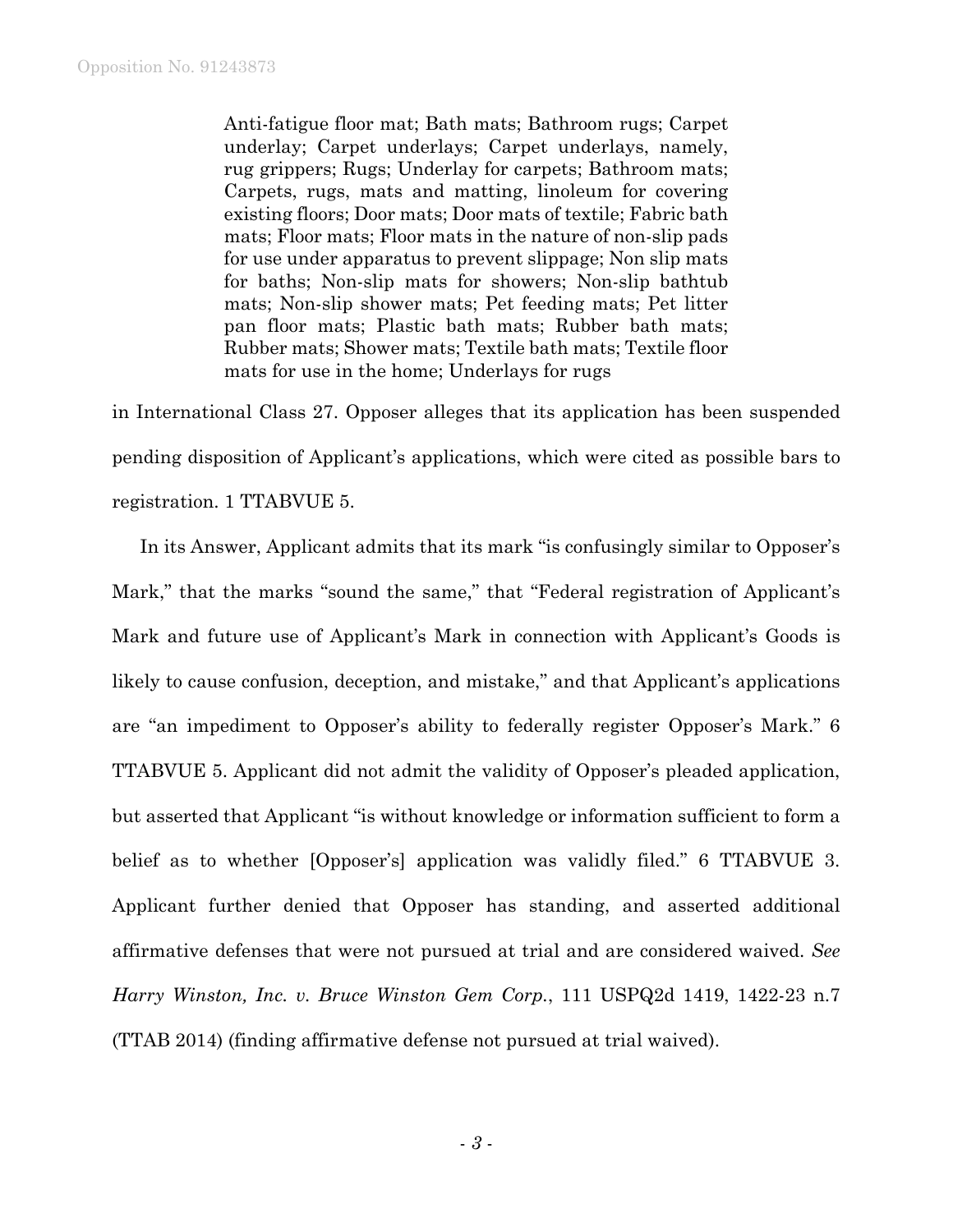> Anti-fatigue floor mat; Bath mats; Bathroom rugs; Carpet underlay; Carpet underlays; Carpet underlays, namely, rug grippers; Rugs; Underlay for carpets; Bathroom mats; Carpets, rugs, mats and matting, linoleum for covering existing floors; Door mats; Door mats of textile; Fabric bath mats; Floor mats; Floor mats in the nature of non-slip pads for use under apparatus to prevent slippage; Non slip mats for baths; Non-slip mats for showers; Non-slip bathtub mats; Non-slip shower mats; Pet feeding mats; Pet litter pan floor mats; Plastic bath mats; Rubber bath mats; Rubber mats; Shower mats; Textile bath mats; Textile floor mats for use in the home; Underlays for rugs

in International Class 27. Opposer alleges that its application has been suspended pending disposition of Applicant's applications, which were cited as possible bars to registration. 1 TTABVUE 5.

In its Answer, Applicant admits that its mark "is confusingly similar to Opposer's Mark," that the marks "sound the same," that "Federal registration of Applicant's Mark and future use of Applicant's Mark in connection with Applicant's Goods is likely to cause confusion, deception, and mistake," and that Applicant's applications are "an impediment to Opposer's ability to federally register Opposer's Mark." 6 TTABVUE 5. Applicant did not admit the validity of Opposer's pleaded application, but asserted that Applicant "is without knowledge or information sufficient to form a belief as to whether [Opposer's] application was validly filed." 6 TTABVUE 3. Applicant further denied that Opposer has standing, and asserted additional affirmative defenses that were not pursued at trial and are considered waived. *See Harry Winston, Inc. v. Bruce Winston Gem Corp.*, 111 USPQ2d 1419, 1422-23 n.7 (TTAB 2014) (finding affirmative defense not pursued at trial waived).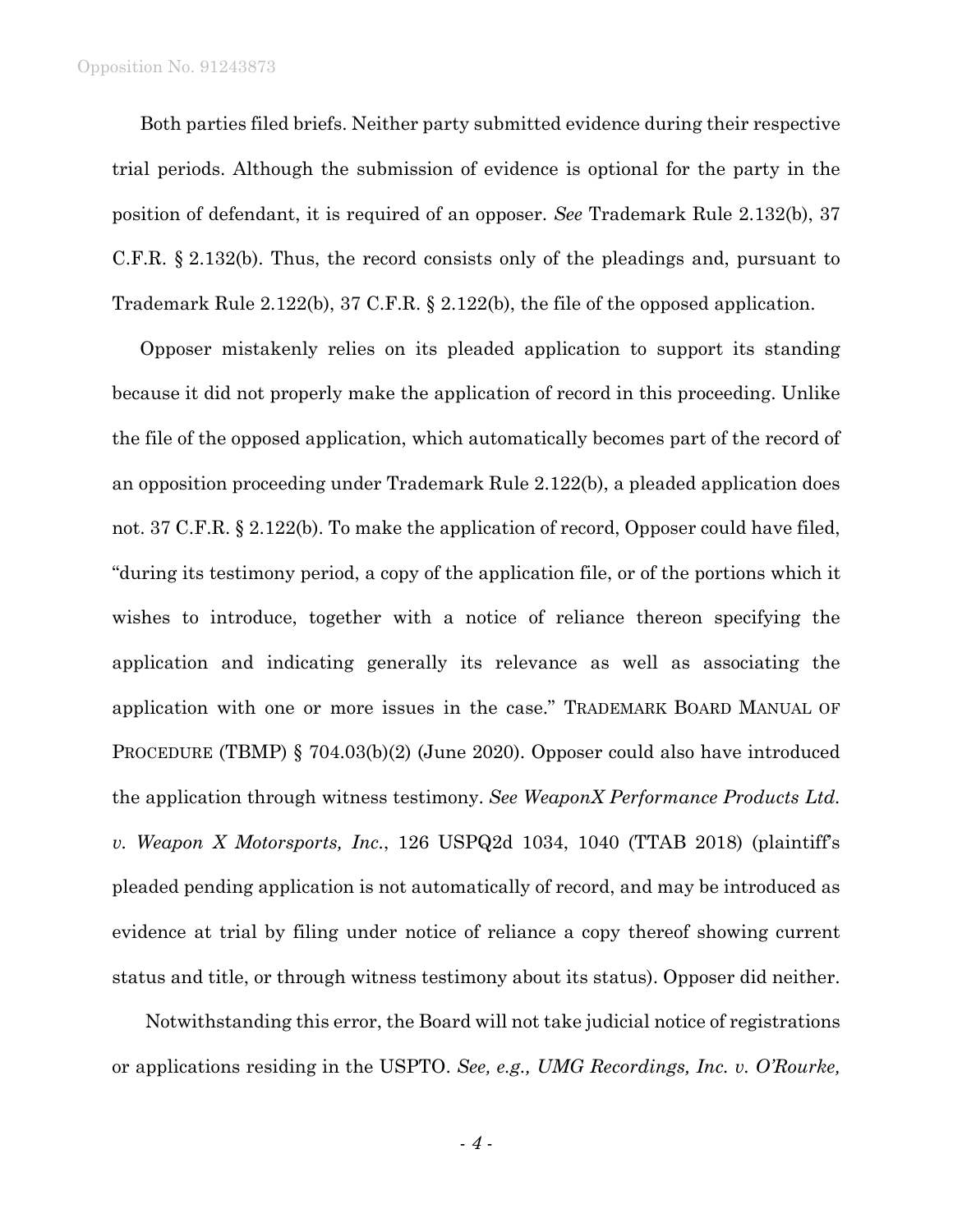Both parties filed briefs. Neither party submitted evidence during their respective trial periods. Although the submission of evidence is optional for the party in the position of defendant, it is required of an opposer. *See* Trademark Rule 2.132(b), 37 C.F.R. § 2.132(b). Thus, the record consists only of the pleadings and, pursuant to Trademark Rule 2.122(b), 37 C.F.R. § 2.122(b), the file of the opposed application.

Opposer mistakenly relies on its pleaded application to support its standing because it did not properly make the application of record in this proceeding. Unlike the file of the opposed application, which automatically becomes part of the record of an opposition proceeding under Trademark Rule 2.122(b), a pleaded application does not. 37 C.F.R. § 2.122(b). To make the application of record, Opposer could have filed, "during its testimony period, a copy of the application file, or of the portions which it wishes to introduce, together with a notice of reliance thereon specifying the application and indicating generally its relevance as well as associating the application with one or more issues in the case." TRADEMARK BOARD MANUAL OF PROCEDURE (TBMP) § 704.03(b)(2) (June 2020). Opposer could also have introduced the application through witness testimony. *See WeaponX Performance Products Ltd. v. Weapon X Motorsports, Inc.*, 126 USPQ2d 1034, 1040 (TTAB 2018) (plaintiff's pleaded pending application is not automatically of record, and may be introduced as evidence at trial by filing under notice of reliance a copy thereof showing current status and title, or through witness testimony about its status). Opposer did neither.

Notwithstanding this error, the Board will not take judicial notice of registrations or applications residing in the USPTO. *See, e.g., UMG Recordings, Inc. v. O'Rourke,*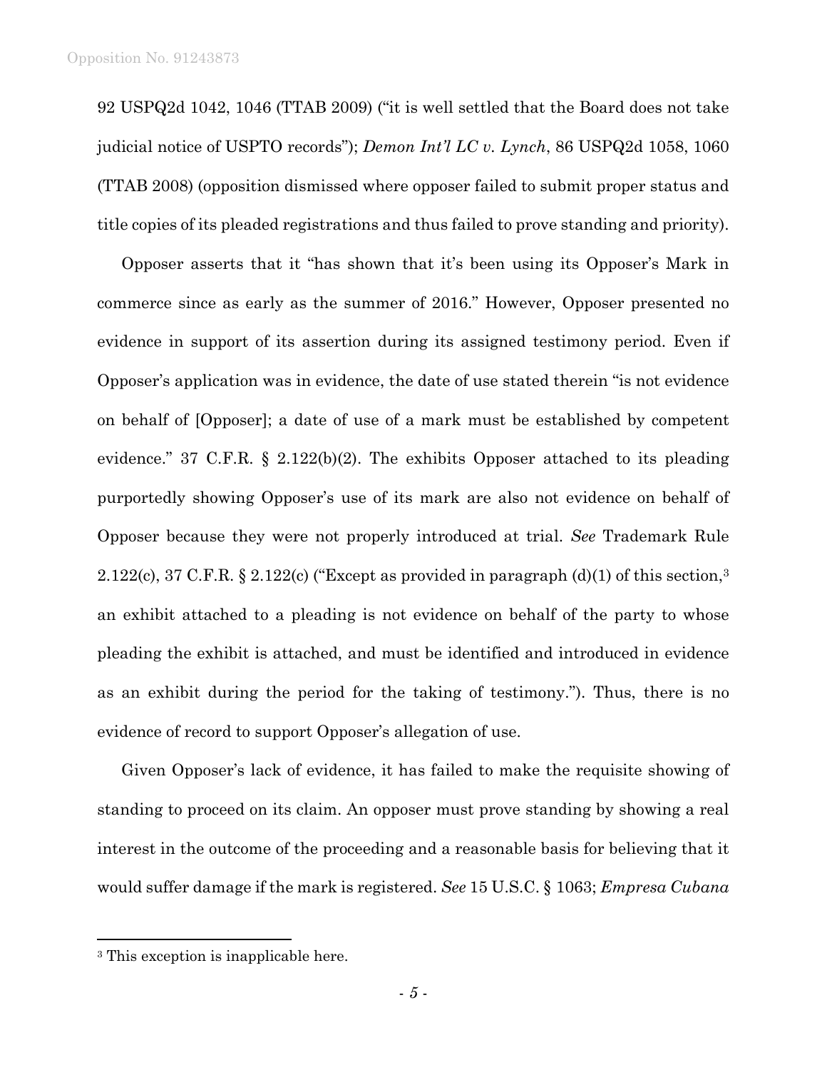92 USPQ2d 1042, 1046 (TTAB 2009) ("it is well settled that the Board does not take judicial notice of USPTO records"); *Demon Int'l LC v. Lynch*, 86 USPQ2d 1058, 1060 (TTAB 2008) (opposition dismissed where opposer failed to submit proper status and title copies of its pleaded registrations and thus failed to prove standing and priority).

Opposer asserts that it "has shown that it's been using its Opposer's Mark in commerce since as early as the summer of 2016." However, Opposer presented no evidence in support of its assertion during its assigned testimony period. Even if Opposer's application was in evidence, the date of use stated therein "is not evidence on behalf of [Opposer]; a date of use of a mark must be established by competent evidence." 37 C.F.R. § 2.122(b)(2). The exhibits Opposer attached to its pleading purportedly showing Opposer's use of its mark are also not evidence on behalf of Opposer because they were not properly introduced at trial. *See* Trademark Rule 2.122(c), 37 C.F.R. § 2.122(c) ("Except as provided in paragraph (d)(1) of this section,[3] an exhibit attached to a pleading is not evidence on behalf of the party to whose pleading the exhibit is attached, and must be identified and introduced in evidence as an exhibit during the period for the taking of testimony."). Thus, there is no evidence of record to support Opposer's allegation of use.

Given Opposer's lack of evidence, it has failed to make the requisite showing of standing to proceed on its claim. An opposer must prove standing by showing a real interest in the outcome of the proceeding and a reasonable basis for believing that it would suffer damage if the mark is registered. *See* 15 U.S.C. § 1063; *Empresa Cubana*

---

[3] This exception is inapplicable here.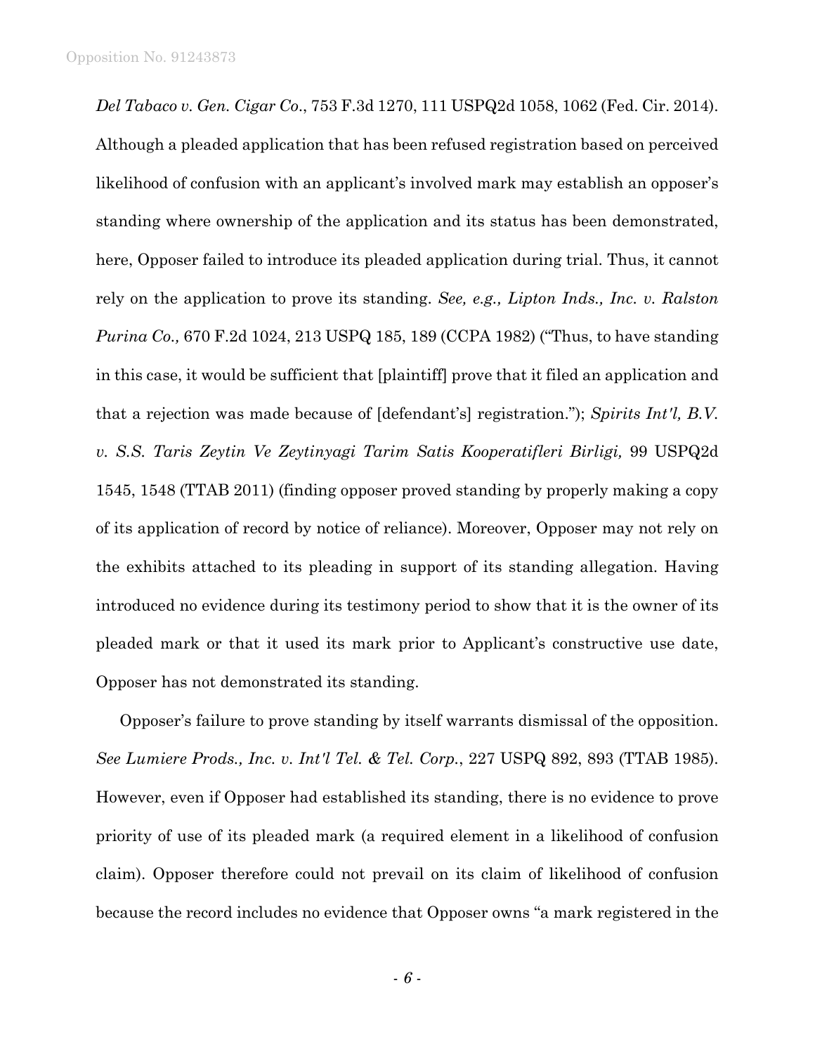*Del Tabaco v. Gen. Cigar Co.*, 753 F.3d 1270, 111 USPQ2d 1058, 1062 (Fed. Cir. 2014). Although a pleaded application that has been refused registration based on perceived likelihood of confusion with an applicant's involved mark may establish an opposer's standing where ownership of the application and its status has been demonstrated, here, Opposer failed to introduce its pleaded application during trial. Thus, it cannot rely on the application to prove its standing. *See, e.g., Lipton Inds., Inc. v. Ralston Purina Co.,* 670 F.2d 1024, 213 USPQ 185, 189 (CCPA 1982) ("Thus, to have standing in this case, it would be sufficient that [plaintiff] prove that it filed an application and that a rejection was made because of [defendant's] registration."); *Spirits Int'l, B.V. v. S.S. Taris Zeytin Ve Zeytinyagi Tarim Satis Kooperatifleri Birligi,* 99 USPQ2d 1545, 1548 (TTAB 2011) (finding opposer proved standing by properly making a copy of its application of record by notice of reliance). Moreover, Opposer may not rely on the exhibits attached to its pleading in support of its standing allegation. Having introduced no evidence during its testimony period to show that it is the owner of its pleaded mark or that it used its mark prior to Applicant's constructive use date, Opposer has not demonstrated its standing.

Opposer's failure to prove standing by itself warrants dismissal of the opposition. *See Lumiere Prods., Inc. v. Int'l Tel. & Tel. Corp.*, 227 USPQ 892, 893 (TTAB 1985). However, even if Opposer had established its standing, there is no evidence to prove priority of use of its pleaded mark (a required element in a likelihood of confusion claim). Opposer therefore could not prevail on its claim of likelihood of confusion because the record includes no evidence that Opposer owns "a mark registered in the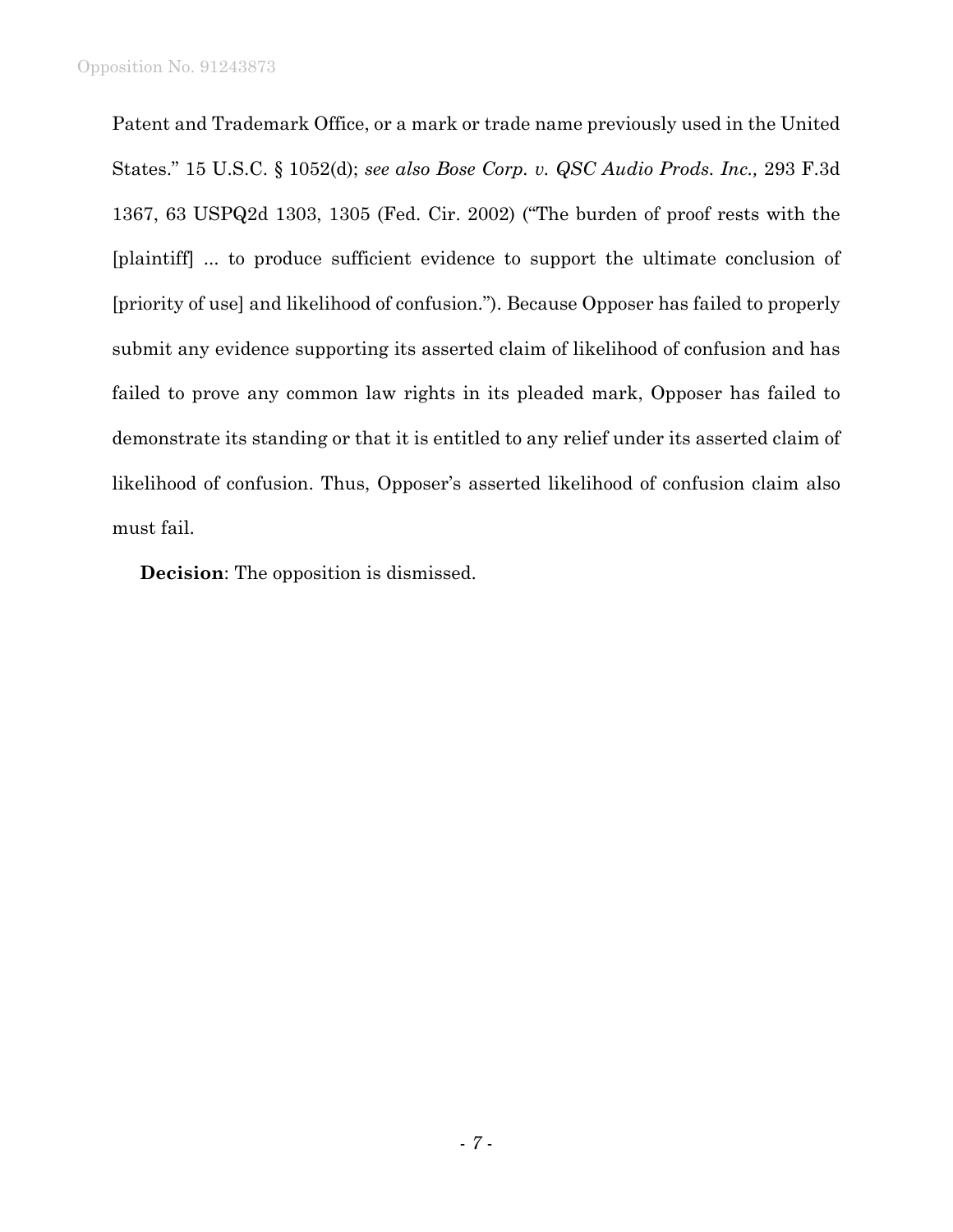Patent and Trademark Office, or a mark or trade name previously used in the United States." 15 U.S.C. § 1052(d); *see also Bose Corp. v. QSC Audio Prods. Inc.,* 293 F.3d 1367, 63 USPQ2d 1303, 1305 (Fed. Cir. 2002) ("The burden of proof rests with the [plaintiff] ... to produce sufficient evidence to support the ultimate conclusion of [priority of use] and likelihood of confusion."). Because Opposer has failed to properly submit any evidence supporting its asserted claim of likelihood of confusion and has failed to prove any common law rights in its pleaded mark, Opposer has failed to demonstrate its standing or that it is entitled to any relief under its asserted claim of likelihood of confusion. Thus, Opposer's asserted likelihood of confusion claim also must fail.

**Decision**: The opposition is dismissed.